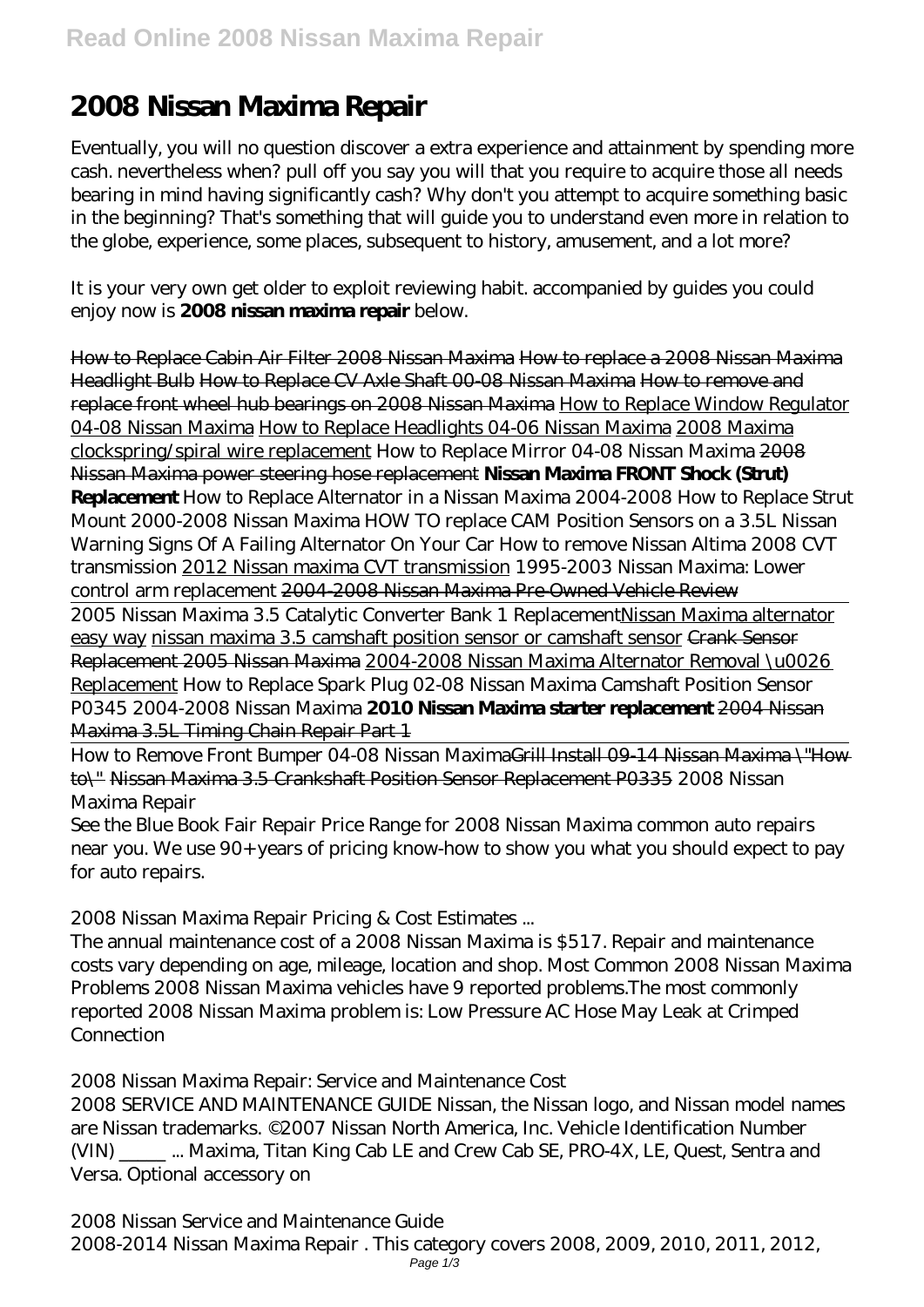# 2008 Nissan Maxima Repair

Eventually, you will no question discover a extra experience and attainment by spending more cash. nevertheless when? pull off you say you will that you require to acquire those all needs bearing in mind having significantly cash? Why don't you attempt to acquire something basic in the beginning? That's something that will guide you to understand even more in relation to the globe, experience, some places, subsequent to history, amusement, and a lot more?

It is your very own get older to exploit reviewing habit. accompanied by guides you could enjoy now is **2008 nissan maxima repair** below.

~~How to Replace Cabin Air Filter 2008 Nissan Maxima~~ ~~How to replace a 2008 Nissan Maxima Headlight Bulb~~ ~~How to Replace CV Axle Shaft 00-08 Nissan Maxima~~ ~~How to remove and replace front wheel hub bearings on 2008 Nissan Maxima~~ How to Replace Window Regulator 04-08 Nissan Maxima How to Replace Headlights 04-06 Nissan Maxima 2008 Maxima clockspring/spiral wire replacement *How to Replace Mirror 04-08 Nissan Maxima* ~~2008 Nissan Maxima power steering hose replacement~~ **Nissan Maxima FRONT Shock (Strut) Replacement** *How to Replace Alternator in a Nissan Maxima 2004-2008* *How to Replace Strut Mount 2000-2008 Nissan Maxima* *HOW TO replace CAM Position Sensors on a 3.5L Nissan* *Warning Signs Of A Failing Alternator On Your Car* *How to remove Nissan Altima 2008 CVT transmission* 2012 Nissan maxima CVT transmission *1995-2003 Nissan Maxima: Lower control arm replacement* ~~2004-2008 Nissan Maxima Pre-Owned Vehicle Review~~

2005 Nissan Maxima 3.5 Catalytic Converter Bank 1 Replacement Nissan Maxima alternator easy way nissan maxima 3.5 camshaft position sensor or camshaft sensor ~~Crank Sensor Replacement 2005 Nissan Maxima~~ 2004-2008 Nissan Maxima Alternator Removal \u0026 Replacement *How to Replace Spark Plug 02-08 Nissan Maxima* *Camshaft Position Sensor P0345 2004-2008 Nissan Maxima* **2010 Nissan Maxima starter replacement** ~~2004 Nissan Maxima 3.5L Timing Chain Repair Part 1~~

How to Remove Front Bumper 04-08 Nissan Maxima ~~Grill Install 09-14 Nissan Maxima \"How to\"~~ ~~Nissan Maxima 3.5 Crankshaft Position Sensor Replacement P0335~~ *2008 Nissan Maxima Repair*

See the Blue Book Fair Repair Price Range for 2008 Nissan Maxima common auto repairs near you. We use 90+ years of pricing know-how to show you what you should expect to pay for auto repairs.

*2008 Nissan Maxima Repair Pricing & Cost Estimates ...*

The annual maintenance cost of a 2008 Nissan Maxima is $517. Repair and maintenance costs vary depending on age, mileage, location and shop. Most Common 2008 Nissan Maxima Problems 2008 Nissan Maxima vehicles have 9 reported problems.The most commonly reported 2008 Nissan Maxima problem is: Low Pressure AC Hose May Leak at Crimped Connection

*2008 Nissan Maxima Repair: Service and Maintenance Cost*

2008 SERVICE AND MAINTENANCE GUIDE Nissan, the Nissan logo, and Nissan model names are Nissan trademarks. ©2007 Nissan North America, Inc. Vehicle Identification Number (VIN) _____ ... Maxima, Titan King Cab LE and Crew Cab SE, PRO-4X, LE, Quest, Sentra and Versa. Optional accessory on

*2008 Nissan Service and Maintenance Guide*

2008-2014 Nissan Maxima Repair . This category covers 2008, 2009, 2010, 2011, 2012,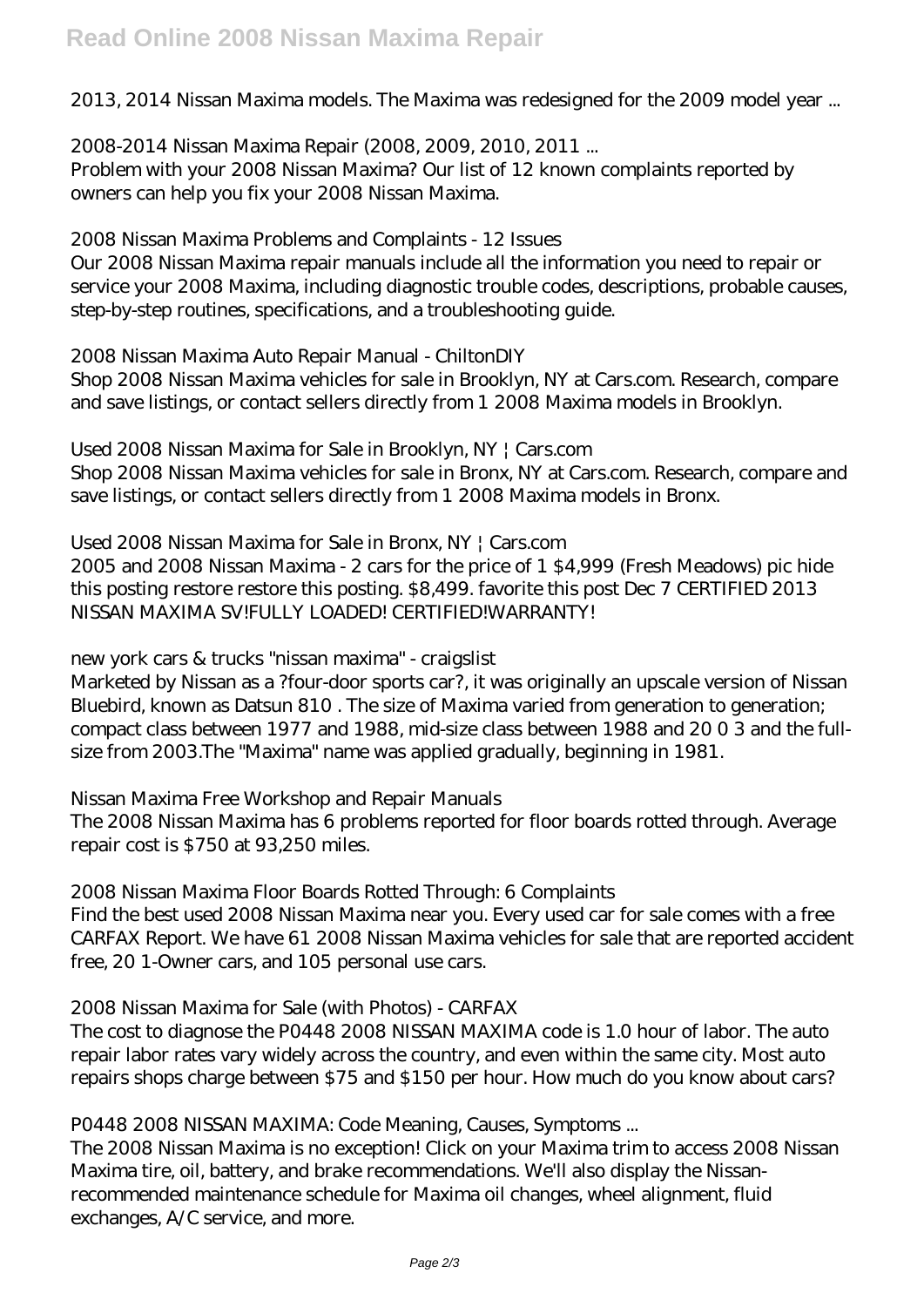2013, 2014 Nissan Maxima models. The Maxima was redesigned for the 2009 model year ...

*2008-2014 Nissan Maxima Repair (2008, 2009, 2010, 2011 ...*

Problem with your 2008 Nissan Maxima? Our list of 12 known complaints reported by owners can help you fix your 2008 Nissan Maxima.

*2008 Nissan Maxima Problems and Complaints - 12 Issues*

Our 2008 Nissan Maxima repair manuals include all the information you need to repair or service your 2008 Maxima, including diagnostic trouble codes, descriptions, probable causes, step-by-step routines, specifications, and a troubleshooting guide.

*2008 Nissan Maxima Auto Repair Manual - ChiltonDIY*

Shop 2008 Nissan Maxima vehicles for sale in Brooklyn, NY at Cars.com. Research, compare and save listings, or contact sellers directly from 1 2008 Maxima models in Brooklyn.

*Used 2008 Nissan Maxima for Sale in Brooklyn, NY | Cars.com*

Shop 2008 Nissan Maxima vehicles for sale in Bronx, NY at Cars.com. Research, compare and save listings, or contact sellers directly from 1 2008 Maxima models in Bronx.

*Used 2008 Nissan Maxima for Sale in Bronx, NY | Cars.com*

2005 and 2008 Nissan Maxima - 2 cars for the price of 1 $4,999 (Fresh Meadows) pic hide this posting restore restore this posting. $8,499. favorite this post Dec 7 CERTIFIED 2013 NISSAN MAXIMA SV!FULLY LOADED! CERTIFIED!WARRANTY!

*new york cars & trucks "nissan maxima" - craigslist*

Marketed by Nissan as a ?four-door sports car?, it was originally an upscale version of Nissan Bluebird, known as Datsun 810 . The size of Maxima varied from generation to generation; compact class between 1977 and 1988, mid-size class between 1988 and 20 0 3 and the full-size from 2003.The "Maxima" name was applied gradually, beginning in 1981.

*Nissan Maxima Free Workshop and Repair Manuals*

The 2008 Nissan Maxima has 6 problems reported for floor boards rotted through. Average repair cost is $750 at 93,250 miles.

*2008 Nissan Maxima Floor Boards Rotted Through: 6 Complaints*

Find the best used 2008 Nissan Maxima near you. Every used car for sale comes with a free CARFAX Report. We have 61 2008 Nissan Maxima vehicles for sale that are reported accident free, 20 1-Owner cars, and 105 personal use cars.

*2008 Nissan Maxima for Sale (with Photos) - CARFAX*

The cost to diagnose the P0448 2008 NISSAN MAXIMA code is 1.0 hour of labor. The auto repair labor rates vary widely across the country, and even within the same city. Most auto repairs shops charge between $75 and $150 per hour. How much do you know about cars?

*P0448 2008 NISSAN MAXIMA: Code Meaning, Causes, Symptoms ...*

The 2008 Nissan Maxima is no exception! Click on your Maxima trim to access 2008 Nissan Maxima tire, oil, battery, and brake recommendations. We'll also display the Nissan-recommended maintenance schedule for Maxima oil changes, wheel alignment, fluid exchanges, A/C service, and more.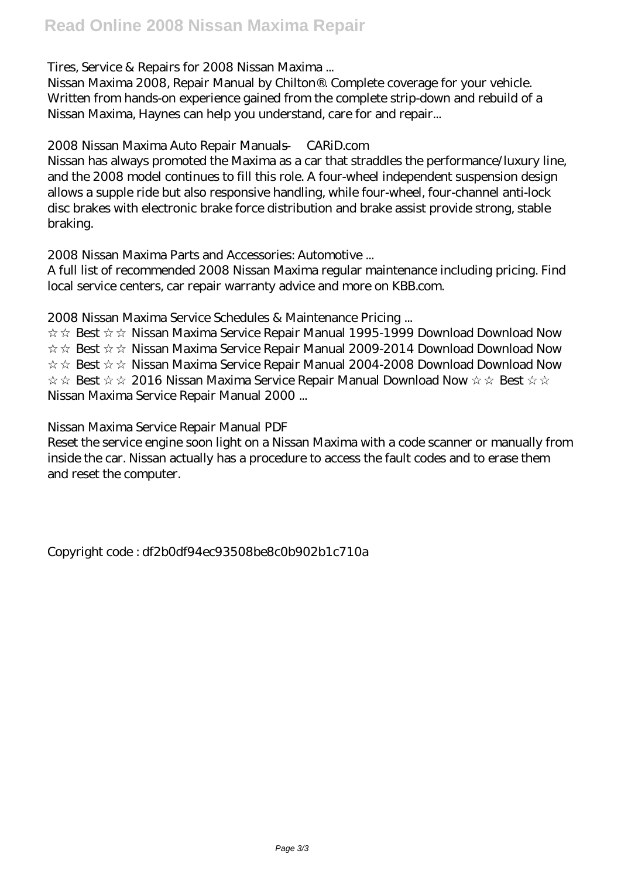Tires, Service & Repairs for 2008 Nissan Maxima ...

Nissan Maxima 2008, Repair Manual by Chilton®. Complete coverage for your vehicle. Written from hands-on experience gained from the complete strip-down and rebuild of a Nissan Maxima, Haynes can help you understand, care for and repair...

2008 Nissan Maxima Auto Repair Manuals — CARiD.com

Nissan has always promoted the Maxima as a car that straddles the performance/luxury line, and the 2008 model continues to fill this role. A four-wheel independent suspension design allows a supple ride but also responsive handling, while four-wheel, four-channel anti-lock disc brakes with electronic brake force distribution and brake assist provide strong, stable braking.

2008 Nissan Maxima Parts and Accessories: Automotive ...

A full list of recommended 2008 Nissan Maxima regular maintenance including pricing. Find local service centers, car repair warranty advice and more on KBB.com.

2008 Nissan Maxima Service Schedules & Maintenance Pricing ...

☆☆ Best ☆☆ Nissan Maxima Service Repair Manual 1995-1999 Download Download Now ☆☆ Best ☆☆ Nissan Maxima Service Repair Manual 2009-2014 Download Download Now ☆☆ Best ☆☆ Nissan Maxima Service Repair Manual 2004-2008 Download Download Now ☆☆ Best ☆☆ 2016 Nissan Maxima Service Repair Manual Download Now ☆☆ Best ☆☆ Nissan Maxima Service Repair Manual 2000 ...

Nissan Maxima Service Repair Manual PDF

Reset the service engine soon light on a Nissan Maxima with a code scanner or manually from inside the car. Nissan actually has a procedure to access the fault codes and to erase them and reset the computer.

Copyright code : df2b0df94ec93508be8c0b902b1c710a